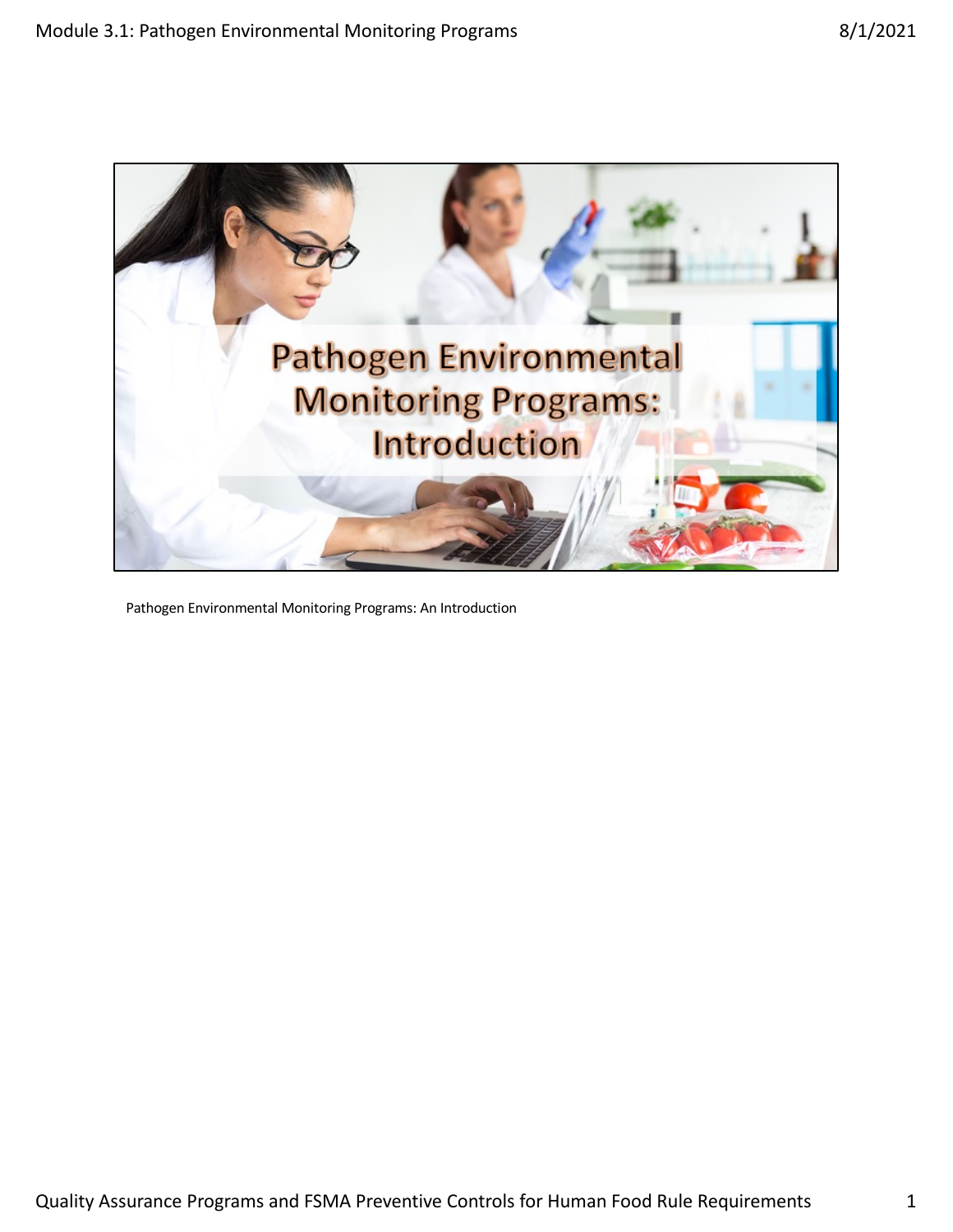# Pathogen Environmental Monitoring Programs: Introduction

Pathogen Environmental Monitoring Programs: An Introduction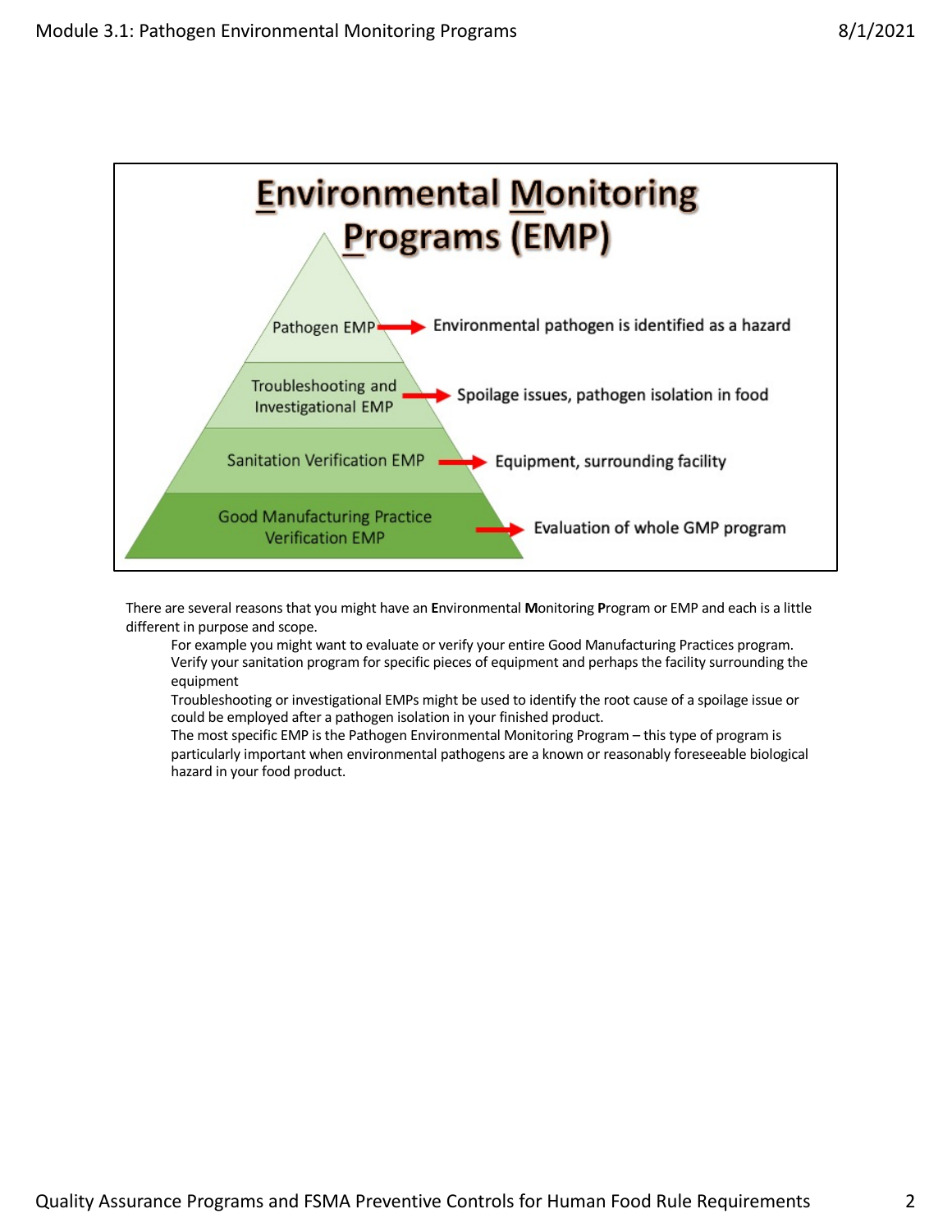# Environmental Monitoring Programs (EMP)

- Pathogen EMP → Environmental pathogen is identified as a hazard
- Troubleshooting and Investigational EMP → Spoilage issues, pathogen isolation in food
- Sanitation Verification EMP → Equipment, surrounding facility
- Good Manufacturing Practice Verification EMP → Evaluation of whole GMP program

There are several reasons that you might have an **E**nvironmental **M**onitoring **P**rogram or EMP and each is a little different in purpose and scope.

- For example you might want to evaluate or verify your entire Good Manufacturing Practices program.
- Verify your sanitation program for specific pieces of equipment and perhaps the facility surrounding the equipment
- Troubleshooting or investigational EMPs might be used to identify the root cause of a spoilage issue or could be employed after a pathogen isolation in your finished product.
- The most specific EMP is the Pathogen Environmental Monitoring Program – this type of program is particularly important when environmental pathogens are a known or reasonably foreseeable biological hazard in your food product.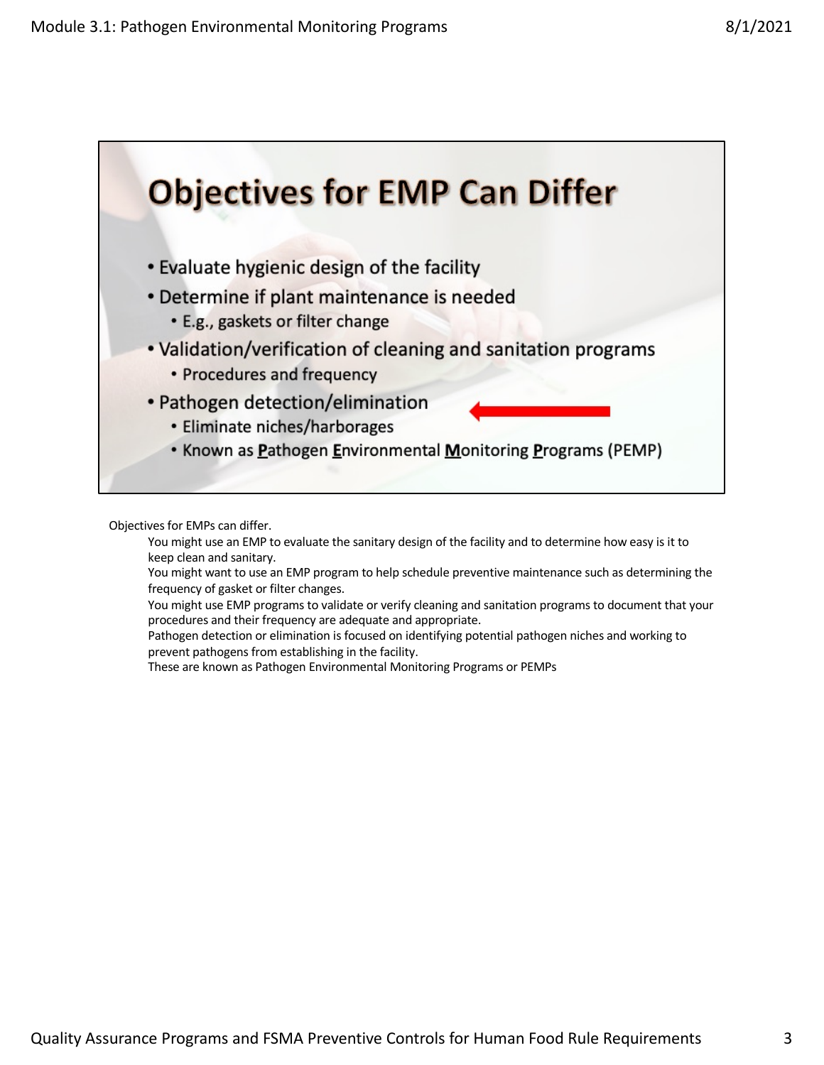# Objectives for EMP Can Differ

- Evaluate hygienic design of the facility
- Determine if plant maintenance is needed
  - E.g., gaskets or filter change
- Validation/verification of cleaning and sanitation programs
  - Procedures and frequency
- Pathogen detection/elimination
  - Eliminate niches/harborages
  - Known as **P**athogen **E**nvironmental **M**onitoring **P**rograms (PEMP)

Objectives for EMPs can differ.

You might use an EMP to evaluate the sanitary design of the facility and to determine how easy is it to keep clean and sanitary.

You might want to use an EMP program to help schedule preventive maintenance such as determining the frequency of gasket or filter changes.

You might use EMP programs to validate or verify cleaning and sanitation programs to document that your procedures and their frequency are adequate and appropriate.

Pathogen detection or elimination is focused on identifying potential pathogen niches and working to prevent pathogens from establishing in the facility.

These are known as Pathogen Environmental Monitoring Programs or PEMPs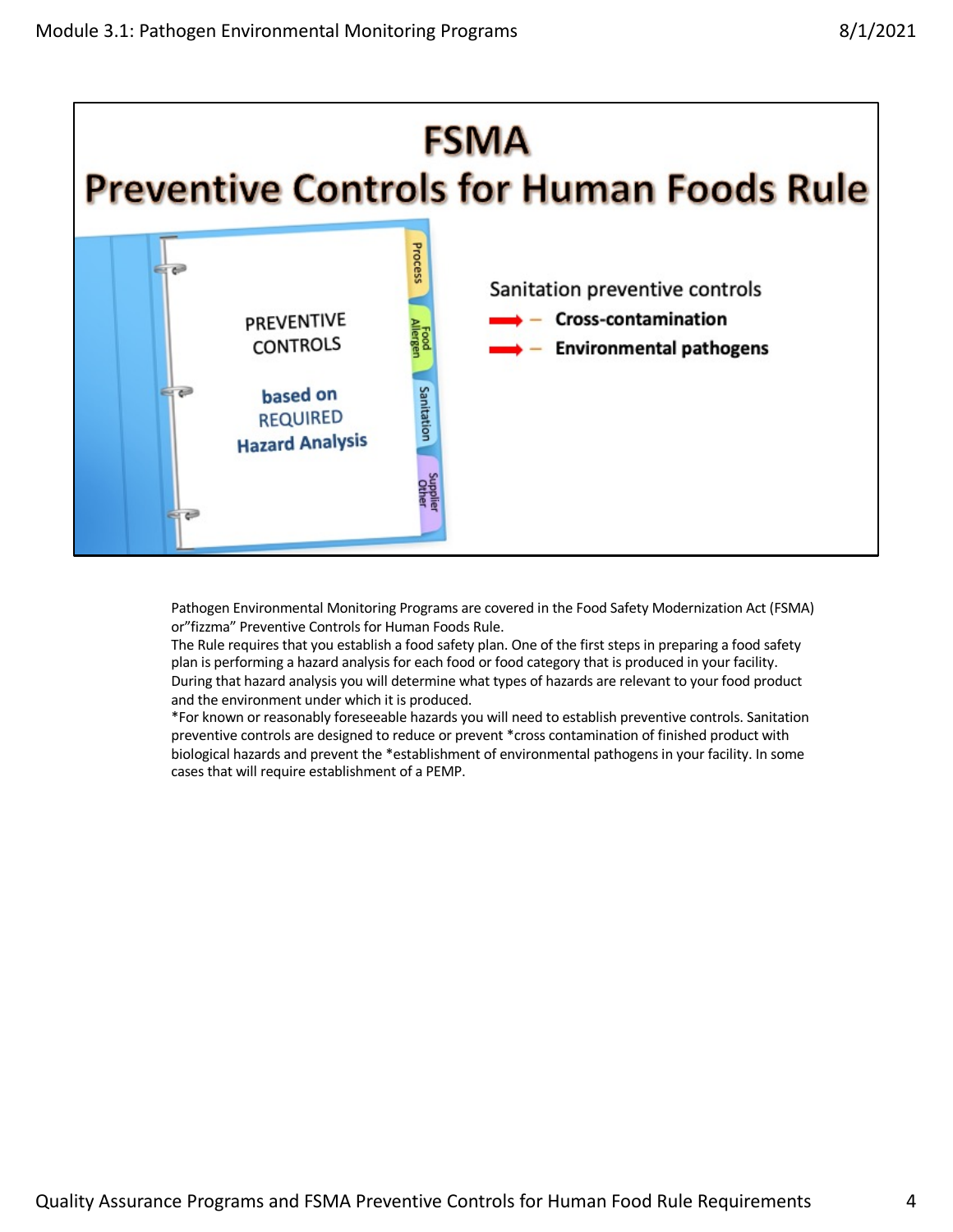# FSMA
## Preventive Controls for Human Foods Rule

PREVENTIVE CONTROLS

**based on** REQUIRED **Hazard Analysis**

Process | Food Allergen | Sanitation | Supplier Other

Sanitation preventive controls

- **Cross-contamination**
- **Environmental pathogens**

Pathogen Environmental Monitoring Programs are covered in the Food Safety Modernization Act (FSMA) or"fizzma" Preventive Controls for Human Foods Rule.
The Rule requires that you establish a food safety plan. One of the first steps in preparing a food safety plan is performing a hazard analysis for each food or food category that is produced in your facility. During that hazard analysis you will determine what types of hazards are relevant to your food product and the environment under which it is produced.
*For known or reasonably foreseeable hazards you will need to establish preventive controls. Sanitation preventive controls are designed to reduce or prevent *cross contamination of finished product with biological hazards and prevent the *establishment of environmental pathogens in your facility. In some cases that will require establishment of a PEMP.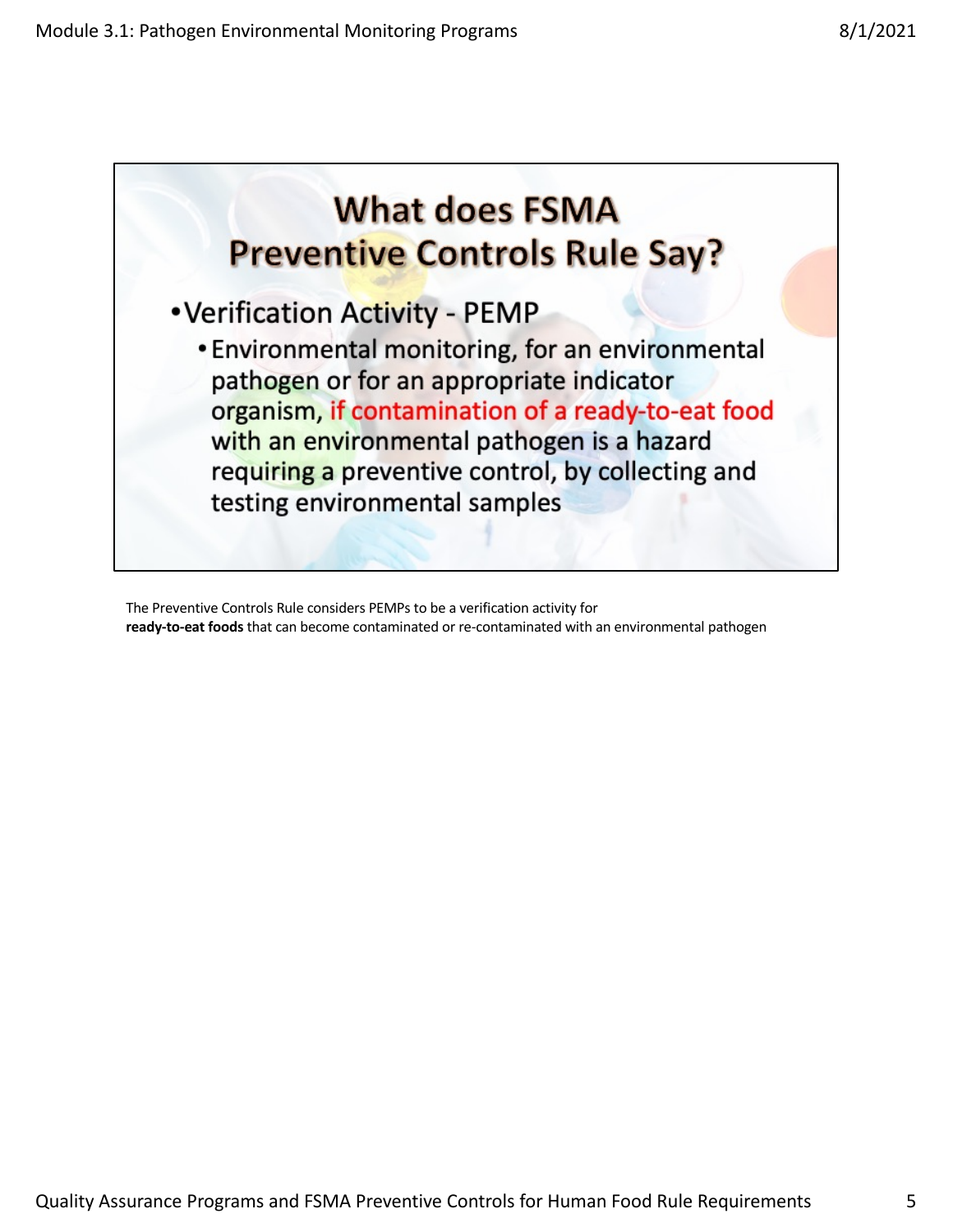# What does FSMA Preventive Controls Rule Say?

- Verification Activity - PEMP
  - Environmental monitoring, for an environmental pathogen or for an appropriate indicator organism, if contamination of a ready-to-eat food with an environmental pathogen is a hazard requiring a preventive control, by collecting and testing environmental samples

The Preventive Controls Rule considers PEMPs to be a verification activity for **ready-to-eat foods** that can become contaminated or re-contaminated with an environmental pathogen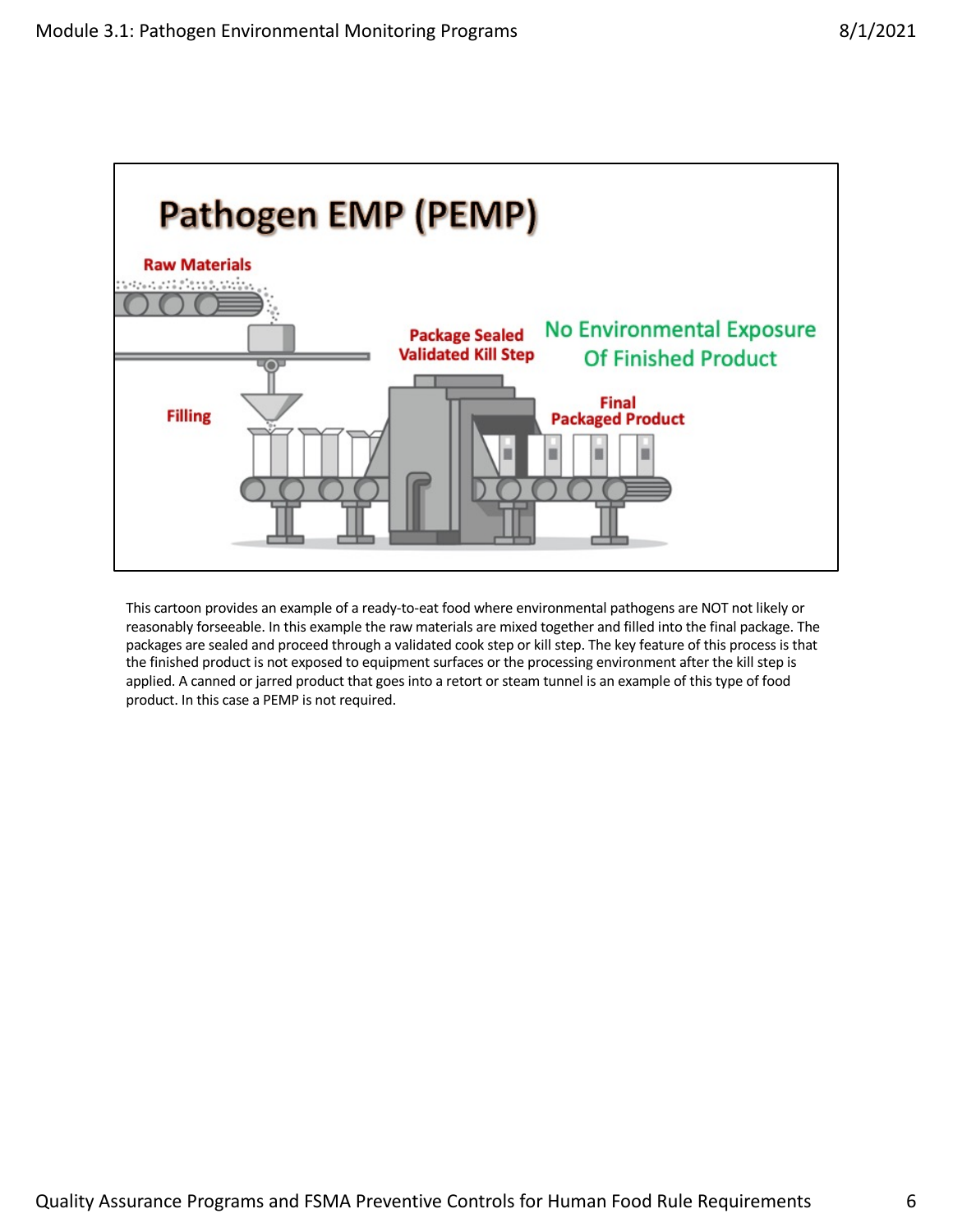## Pathogen EMP (PEMP)

Raw Materials

Filling

Package Sealed
Validated Kill Step

No Environmental Exposure
Of Finished Product

Final
Packaged Product

This cartoon provides an example of a ready-to-eat food where environmental pathogens are NOT not likely or reasonably forseeable. In this example the raw materials are mixed together and filled into the final package. The packages are sealed and proceed through a validated cook step or kill step. The key feature of this process is that the finished product is not exposed to equipment surfaces or the processing environment after the kill step is applied. A canned or jarred product that goes into a retort or steam tunnel is an example of this type of food product. In this case a PEMP is not required.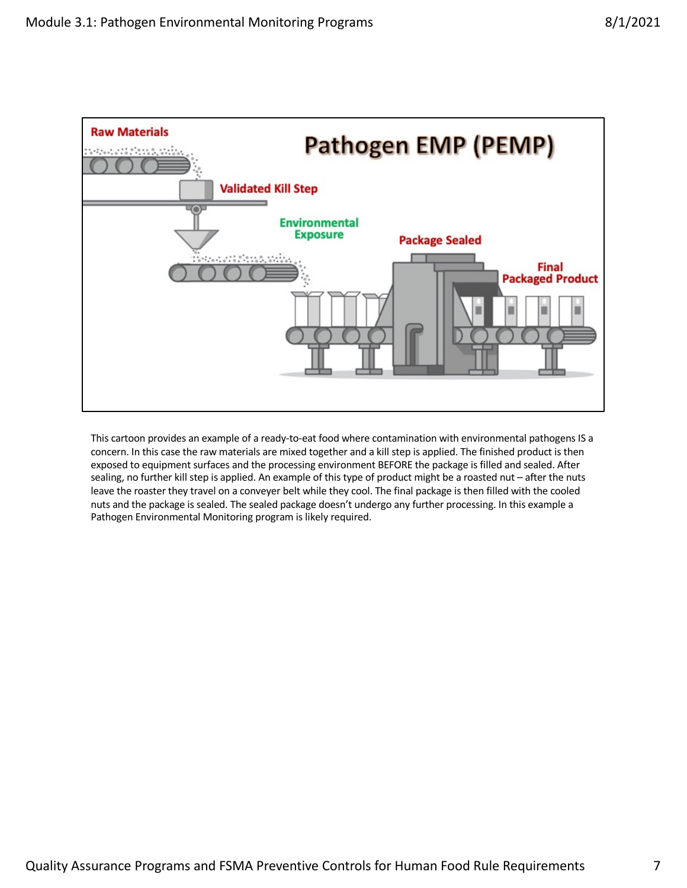# Pathogen EMP (PEMP)

Raw Materials

Validated Kill Step

Environmental Exposure

Package Sealed

Final Packaged Product

This cartoon provides an example of a ready-to-eat food where contamination with environmental pathogens IS a concern. In this case the raw materials are mixed together and a kill step is applied. The finished product is then exposed to equipment surfaces and the processing environment BEFORE the package is filled and sealed. After sealing, no further kill step is applied. An example of this type of product might be a roasted nut – after the nuts leave the roaster they travel on a conveyer belt while they cool. The final package is then filled with the cooled nuts and the package is sealed. The sealed package doesn't undergo any further processing. In this example a Pathogen Environmental Monitoring program is likely required.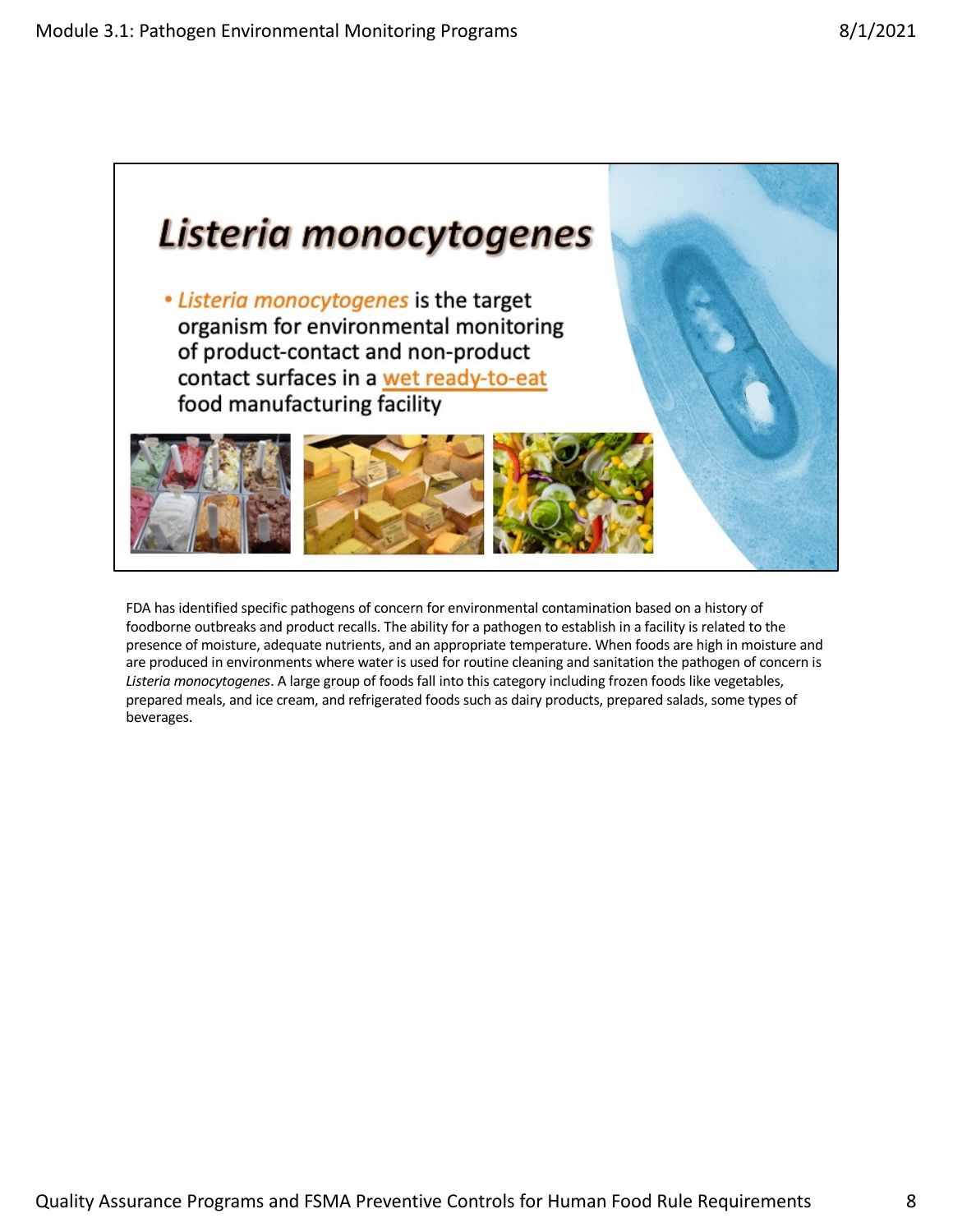# *Listeria monocytogenes*

- *Listeria monocytogenes* is the target organism for environmental monitoring of product-contact and non-product contact surfaces in a wet ready-to-eat food manufacturing facility

FDA has identified specific pathogens of concern for environmental contamination based on a history of foodborne outbreaks and product recalls. The ability for a pathogen to establish in a facility is related to the presence of moisture, adequate nutrients, and an appropriate temperature. When foods are high in moisture and are produced in environments where water is used for routine cleaning and sanitation the pathogen of concern is *Listeria monocytogenes*. A large group of foods fall into this category including frozen foods like vegetables, prepared meals, and ice cream, and refrigerated foods such as dairy products, prepared salads, some types of beverages.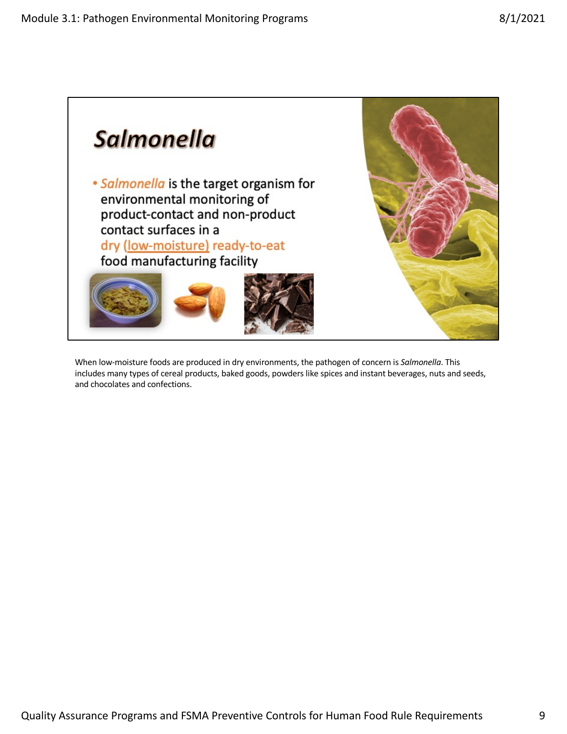# *Salmonella*

- *Salmonella* is the target organism for environmental monitoring of product-contact and non-product contact surfaces in a dry (low-moisture) ready-to-eat food manufacturing facility

When low-moisture foods are produced in dry environments, the pathogen of concern is *Salmonella*. This includes many types of cereal products, baked goods, powders like spices and instant beverages, nuts and seeds, and chocolates and confections.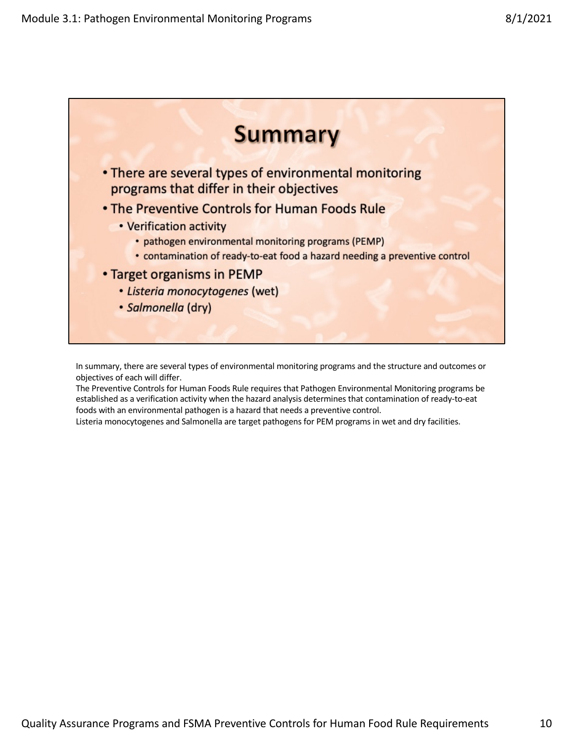# Summary

- There are several types of environmental monitoring programs that differ in their objectives
- The Preventive Controls for Human Foods Rule
  - Verification activity
    - pathogen environmental monitoring programs (PEMP)
    - contamination of ready-to-eat food a hazard needing a preventive control
- Target organisms in PEMP
  - *Listeria monocytogenes* (wet)
  - *Salmonella* (dry)

In summary, there are several types of environmental monitoring programs and the structure and outcomes or objectives of each will differ.

The Preventive Controls for Human Foods Rule requires that Pathogen Environmental Monitoring programs be established as a verification activity when the hazard analysis determines that contamination of ready-to-eat foods with an environmental pathogen is a hazard that needs a preventive control.

Listeria monocytogenes and Salmonella are target pathogens for PEM programs in wet and dry facilities.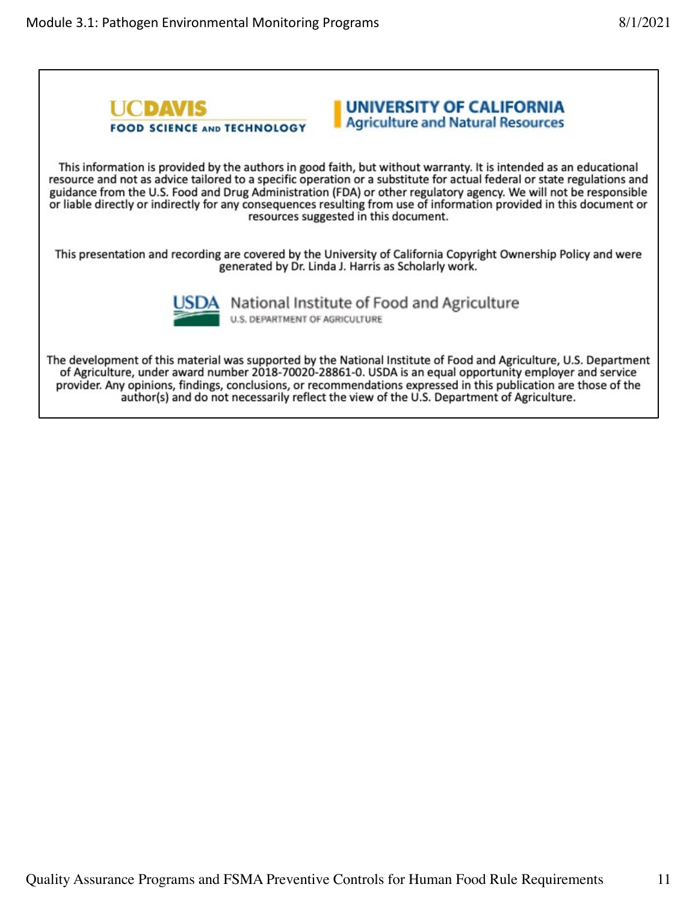UCDAVIS
FOOD SCIENCE AND TECHNOLOGY

UNIVERSITY OF CALIFORNIA
Agriculture and Natural Resources

This information is provided by the authors in good faith, but without warranty. It is intended as an educational resource and not as advice tailored to a specific operation or a substitute for actual federal or state regulations and guidance from the U.S. Food and Drug Administration (FDA) or other regulatory agency. We will not be responsible or liable directly or indirectly for any consequences resulting from use of information provided in this document or resources suggested in this document.

This presentation and recording are covered by the University of California Copyright Ownership Policy and were generated by Dr. Linda J. Harris as Scholarly work.

USDA National Institute of Food and Agriculture
U.S. DEPARTMENT OF AGRICULTURE

The development of this material was supported by the National Institute of Food and Agriculture, U.S. Department of Agriculture, under award number 2018-70020-28861-0. USDA is an equal opportunity employer and service provider. Any opinions, findings, conclusions, or recommendations expressed in this publication are those of the author(s) and do not necessarily reflect the view of the U.S. Department of Agriculture.